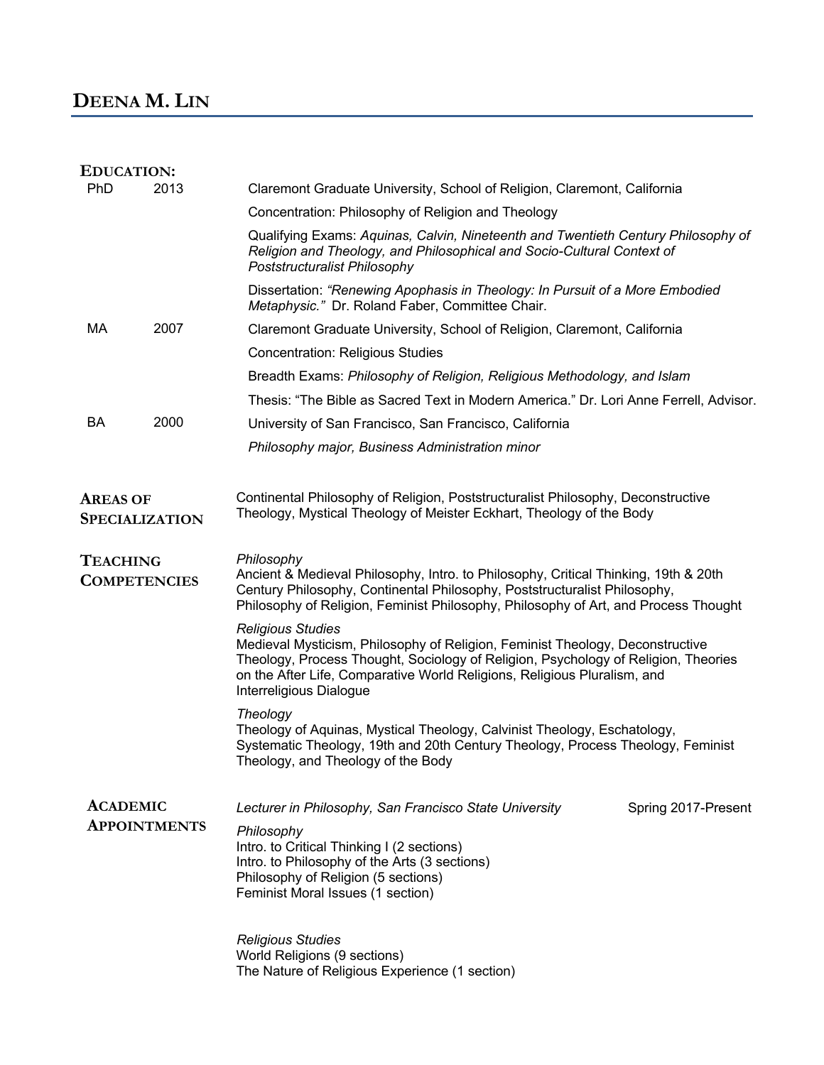# Deena M. Lin

## Education:

**PhD** 2013

Claremont Graduate University, School of Religion, Claremont, California

Concentration: Philosophy of Religion and Theology

Qualifying Exams: *Aquinas, Calvin, Nineteenth and Twentieth Century Philosophy of Religion and Theology, and Philosophical and Socio-Cultural Context of Poststructuralist Philosophy*

Dissertation: *"Renewing Apophasis in Theology: In Pursuit of a More Embodied Metaphysic."* Dr. Roland Faber, Committee Chair.

**MA** 2007

Claremont Graduate University, School of Religion, Claremont, California

Concentration: Religious Studies

Breadth Exams: *Philosophy of Religion, Religious Methodology, and Islam*

Thesis: "The Bible as Sacred Text in Modern America." Dr. Lori Anne Ferrell, Advisor.

**BA** 2000

University of San Francisco, San Francisco, California

*Philosophy major, Business Administration minor*

## Areas of Specialization

Continental Philosophy of Religion, Poststructuralist Philosophy, Deconstructive Theology, Mystical Theology of Meister Eckhart, Theology of the Body

## Teaching Competencies

*Philosophy*
Ancient & Medieval Philosophy, Intro. to Philosophy, Critical Thinking, 19th & 20th Century Philosophy, Continental Philosophy, Poststructuralist Philosophy, Philosophy of Religion, Feminist Philosophy, Philosophy of Art, and Process Thought

*Religious Studies*
Medieval Mysticism, Philosophy of Religion, Feminist Theology, Deconstructive Theology, Process Thought, Sociology of Religion, Psychology of Religion, Theories on the After Life, Comparative World Religions, Religious Pluralism, and Interreligious Dialogue

*Theology*
Theology of Aquinas, Mystical Theology, Calvinist Theology, Eschatology, Systematic Theology, 19th and 20th Century Theology, Process Theology, Feminist Theology, and Theology of the Body

## Academic Appointments

*Lecturer in Philosophy, San Francisco State University* — Spring 2017-Present

*Philosophy*
Intro. to Critical Thinking I (2 sections)
Intro. to Philosophy of the Arts (3 sections)
Philosophy of Religion (5 sections)
Feminist Moral Issues (1 section)

*Religious Studies*
World Religions (9 sections)
The Nature of Religious Experience (1 section)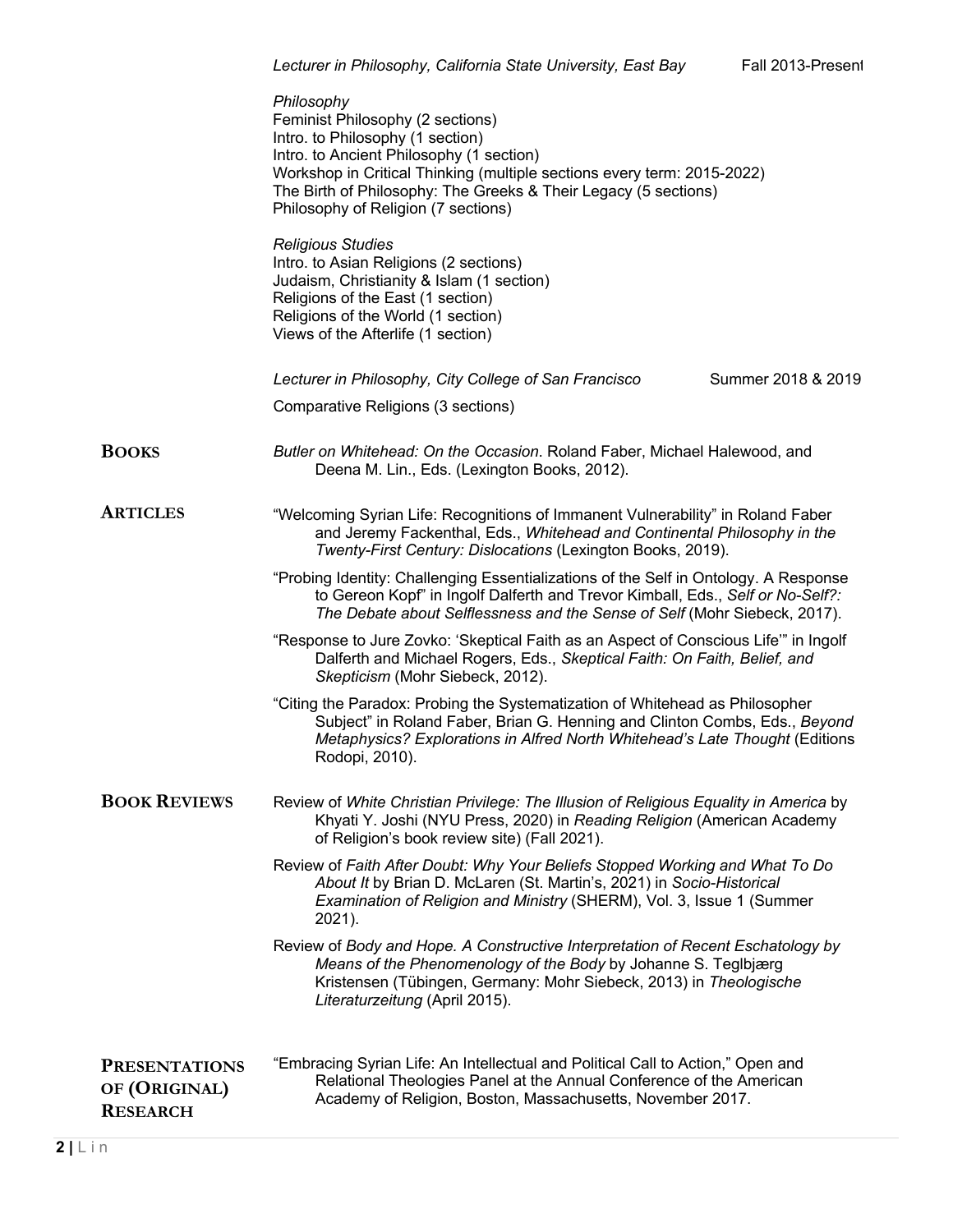*Lecturer in Philosophy, California State University, East Bay* Fall 2013-Present

*Philosophy*
Feminist Philosophy (2 sections)
Intro. to Philosophy (1 section)
Intro. to Ancient Philosophy (1 section)
Workshop in Critical Thinking (multiple sections every term: 2015-2022)
The Birth of Philosophy: The Greeks & Their Legacy (5 sections)
Philosophy of Religion (7 sections)

*Religious Studies*
Intro. to Asian Religions (2 sections)
Judaism, Christianity & Islam (1 section)
Religions of the East (1 section)
Religions of the World (1 section)
Views of the Afterlife (1 section)

*Lecturer in Philosophy, City College of San Francisco* Summer 2018 & 2019

Comparative Religions (3 sections)

## BOOKS

*Butler on Whitehead: On the Occasion*. Roland Faber, Michael Halewood, and Deena M. Lin., Eds. (Lexington Books, 2012).

## ARTICLES

"Welcoming Syrian Life: Recognitions of Immanent Vulnerability" in Roland Faber and Jeremy Fackenthal, Eds., *Whitehead and Continental Philosophy in the Twenty-First Century: Dislocations* (Lexington Books, 2019).

"Probing Identity: Challenging Essentializations of the Self in Ontology. A Response to Gereon Kopf" in Ingolf Dalferth and Trevor Kimball, Eds., *Self or No-Self?: The Debate about Selflessness and the Sense of Self* (Mohr Siebeck, 2017).

"Response to Jure Zovko: 'Skeptical Faith as an Aspect of Conscious Life'" in Ingolf Dalferth and Michael Rogers, Eds., *Skeptical Faith: On Faith, Belief, and Skepticism* (Mohr Siebeck, 2012).

"Citing the Paradox: Probing the Systematization of Whitehead as Philosopher Subject" in Roland Faber, Brian G. Henning and Clinton Combs, Eds., *Beyond Metaphysics? Explorations in Alfred North Whitehead's Late Thought* (Editions Rodopi, 2010).

## BOOK REVIEWS

Review of *White Christian Privilege: The Illusion of Religious Equality in America* by Khyati Y. Joshi (NYU Press, 2020) in *Reading Religion* (American Academy of Religion's book review site) (Fall 2021).

Review of *Faith After Doubt: Why Your Beliefs Stopped Working and What To Do About It* by Brian D. McLaren (St. Martin's, 2021) in *Socio-Historical Examination of Religion and Ministry* (SHERM), Vol. 3, Issue 1 (Summer 2021).

Review of *Body and Hope. A Constructive Interpretation of Recent Eschatology by Means of the Phenomenology of the Body* by Johanne S. Teglbjærg Kristensen (Tübingen, Germany: Mohr Siebeck, 2013) in *Theologische Literaturzeitung* (April 2015).

## PRESENTATIONS OF (ORIGINAL) RESEARCH

"Embracing Syrian Life: An Intellectual and Political Call to Action," Open and Relational Theologies Panel at the Annual Conference of the American Academy of Religion, Boston, Massachusetts, November 2017.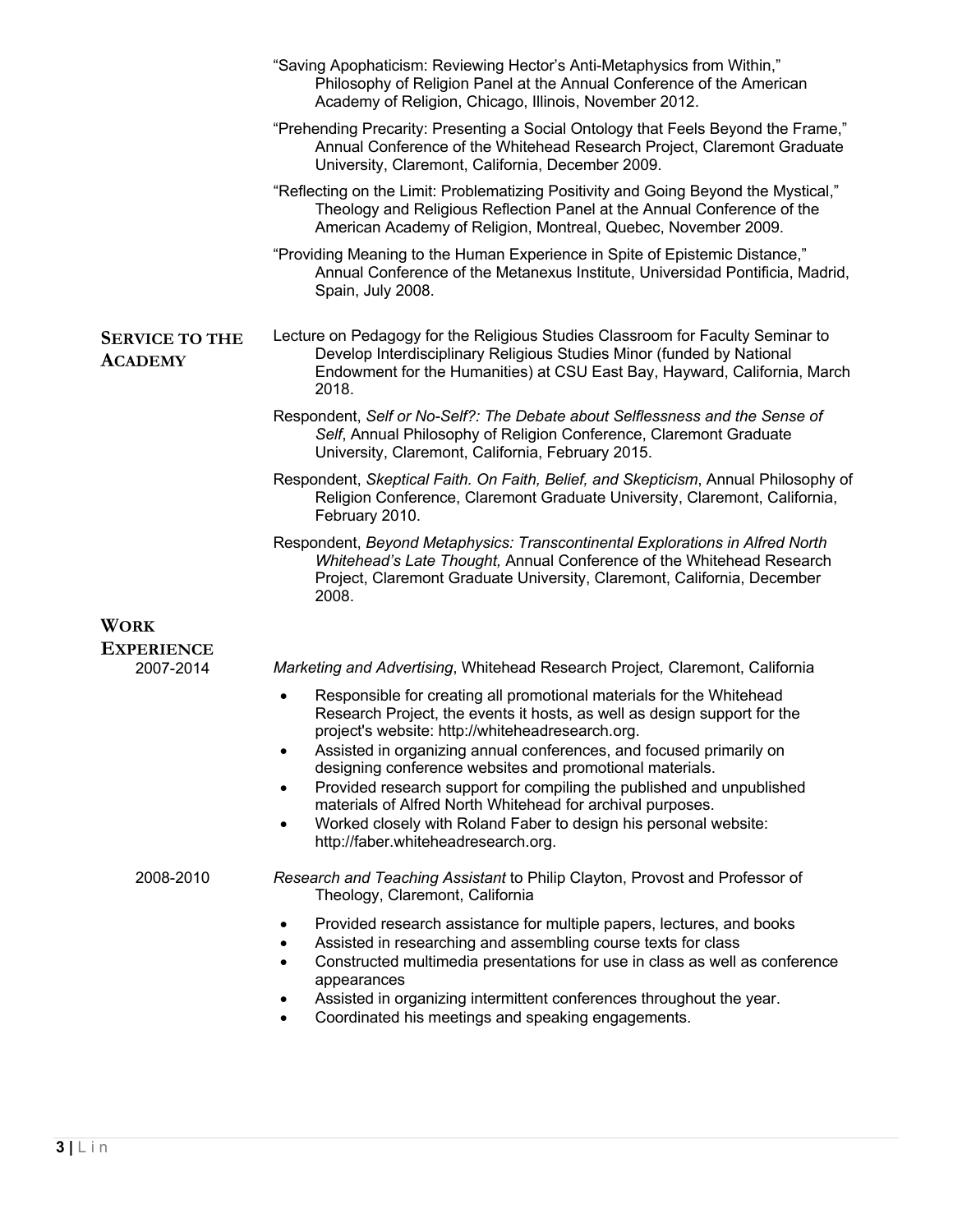"Saving Apophaticism: Reviewing Hector's Anti-Metaphysics from Within," Philosophy of Religion Panel at the Annual Conference of the American Academy of Religion, Chicago, Illinois, November 2012.

"Prehending Precarity: Presenting a Social Ontology that Feels Beyond the Frame," Annual Conference of the Whitehead Research Project, Claremont Graduate University, Claremont, California, December 2009.

"Reflecting on the Limit: Problematizing Positivity and Going Beyond the Mystical," Theology and Religious Reflection Panel at the Annual Conference of the American Academy of Religion, Montreal, Quebec, November 2009.

"Providing Meaning to the Human Experience in Spite of Epistemic Distance," Annual Conference of the Metanexus Institute, Universidad Pontificia, Madrid, Spain, July 2008.

## Service to the Academy

Lecture on Pedagogy for the Religious Studies Classroom for Faculty Seminar to Develop Interdisciplinary Religious Studies Minor (funded by National Endowment for the Humanities) at CSU East Bay, Hayward, California, March 2018.

Respondent, *Self or No-Self?: The Debate about Selflessness and the Sense of Self*, Annual Philosophy of Religion Conference, Claremont Graduate University, Claremont, California, February 2015.

Respondent, *Skeptical Faith. On Faith, Belief, and Skepticism*, Annual Philosophy of Religion Conference, Claremont Graduate University, Claremont, California, February 2010.

Respondent, *Beyond Metaphysics: Transcontinental Explorations in Alfred North Whitehead's Late Thought,* Annual Conference of the Whitehead Research Project, Claremont Graduate University, Claremont, California, December 2008.

## Work Experience

2007-2014 — *Marketing and Advertising*, Whitehead Research Project, Claremont, California

- Responsible for creating all promotional materials for the Whitehead Research Project, the events it hosts, as well as design support for the project's website: http://whiteheadresearch.org.
- Assisted in organizing annual conferences, and focused primarily on designing conference websites and promotional materials.
- Provided research support for compiling the published and unpublished materials of Alfred North Whitehead for archival purposes.
- Worked closely with Roland Faber to design his personal website: http://faber.whiteheadresearch.org.

2008-2010 — *Research and Teaching Assistant* to Philip Clayton, Provost and Professor of Theology, Claremont, California

- Provided research assistance for multiple papers, lectures, and books
- Assisted in researching and assembling course texts for class
- Constructed multimedia presentations for use in class as well as conference appearances
- Assisted in organizing intermittent conferences throughout the year.
- Coordinated his meetings and speaking engagements.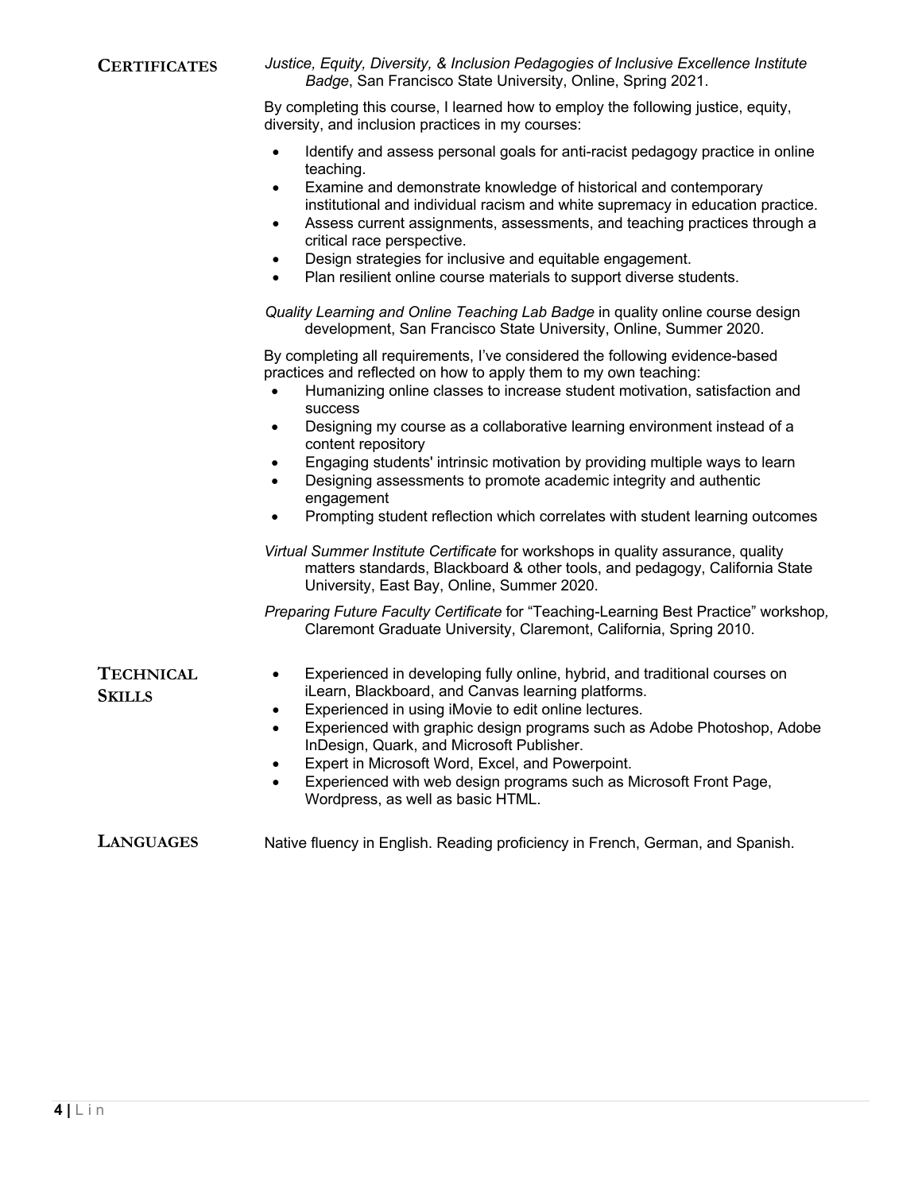## CERTIFICATES

*Justice, Equity, Diversity, & Inclusion Pedagogies of Inclusive Excellence Institute Badge*, San Francisco State University, Online, Spring 2021.

By completing this course, I learned how to employ the following justice, equity, diversity, and inclusion practices in my courses:

- Identify and assess personal goals for anti-racist pedagogy practice in online teaching.
- Examine and demonstrate knowledge of historical and contemporary institutional and individual racism and white supremacy in education practice.
- Assess current assignments, assessments, and teaching practices through a critical race perspective.
- Design strategies for inclusive and equitable engagement.
- Plan resilient online course materials to support diverse students.

*Quality Learning and Online Teaching Lab Badge* in quality online course design development, San Francisco State University, Online, Summer 2020.

By completing all requirements, I've considered the following evidence-based practices and reflected on how to apply them to my own teaching:

- Humanizing online classes to increase student motivation, satisfaction and success
- Designing my course as a collaborative learning environment instead of a content repository
- Engaging students' intrinsic motivation by providing multiple ways to learn
- Designing assessments to promote academic integrity and authentic engagement
- Prompting student reflection which correlates with student learning outcomes

*Virtual Summer Institute Certificate* for workshops in quality assurance, quality matters standards, Blackboard & other tools, and pedagogy, California State University, East Bay, Online, Summer 2020.

*Preparing Future Faculty Certificate* for "Teaching-Learning Best Practice" workshop, Claremont Graduate University, Claremont, California, Spring 2010.

## TECHNICAL SKILLS

- Experienced in developing fully online, hybrid, and traditional courses on iLearn, Blackboard, and Canvas learning platforms.
- Experienced in using iMovie to edit online lectures.
- Experienced with graphic design programs such as Adobe Photoshop, Adobe InDesign, Quark, and Microsoft Publisher.
- Expert in Microsoft Word, Excel, and Powerpoint.
- Experienced with web design programs such as Microsoft Front Page, Wordpress, as well as basic HTML.

## LANGUAGES

Native fluency in English. Reading proficiency in French, German, and Spanish.